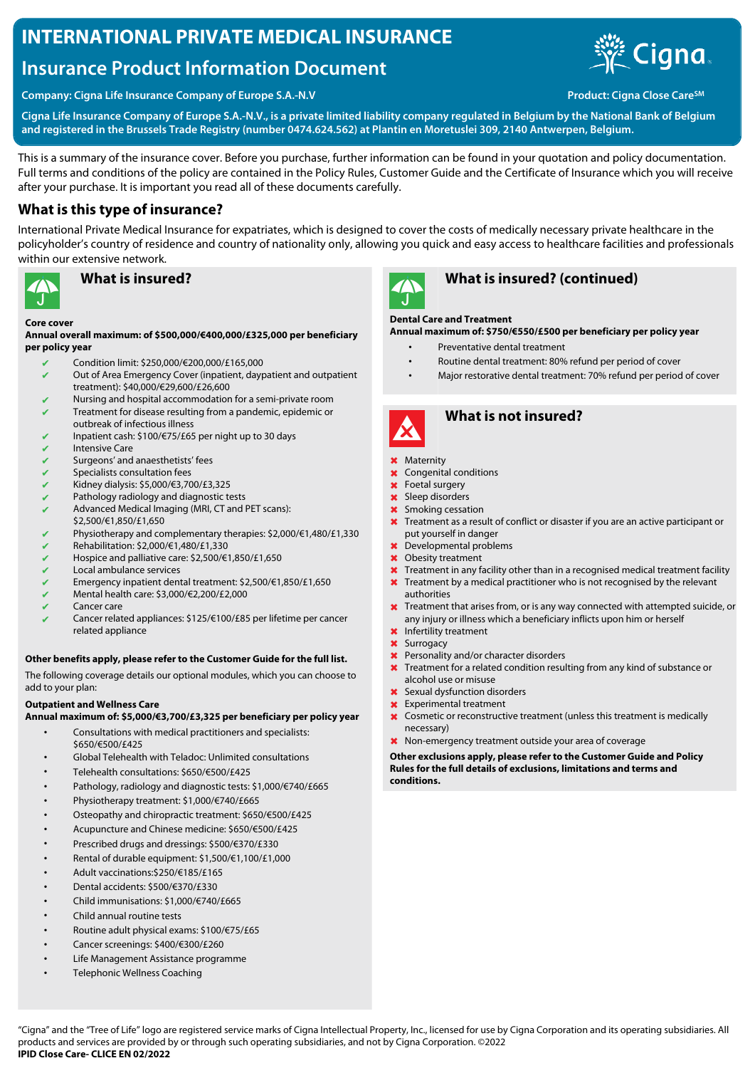# INTERNATIONAL PRIVATE MEDICAL INSURANCE

## Insurance Product Information Document

**Company: Cigna Life Insurance Company of Europe S.A.-N.V**

**Product: Cigna Close Care^SM**

**Cigna Life Insurance Company of Europe S.A.-N.V., is a private limited liability company regulated in Belgium by the National Bank of Belgium and registered in the Brussels Trade Registry (number 0474.624.562) at Plantin en Moretuslei 309, 2140 Antwerpen, Belgium.**

This is a summary of the insurance cover. Before you purchase, further information can be found in your quotation and policy documentation. Full terms and conditions of the policy are contained in the Policy Rules, Customer Guide and the Certificate of Insurance which you will receive after your purchase. It is important you read all of these documents carefully.

## What is this type of insurance?

International Private Medical Insurance for expatriates, which is designed to cover the costs of medically necessary private healthcare in the policyholder's country of residence and country of nationality only, allowing you quick and easy access to healthcare facilities and professionals within our extensive network.

### What is insured?

**Core cover**

**Annual overall maximum: of $500,000/€400,000/£325,000 per beneficiary per policy year**

- ✔ Condition limit: $250,000/€200,000/£165,000
- ✔ Out of Area Emergency Cover (inpatient, daypatient and outpatient treatment): $40,000/€29,600/£26,600
- ✔ Nursing and hospital accommodation for a semi-private room
- ✔ Treatment for disease resulting from a pandemic, epidemic or outbreak of infectious illness
- ✔ Inpatient cash: $100/€75/£65 per night up to 30 days
- ✔ Intensive Care
- ✔ Surgeons' and anaesthetists' fees
- ✔ Specialists consultation fees
- ✔ Kidney dialysis: $5,000/€3,700/£3,325
- ✔ Pathology radiology and diagnostic tests
- ✔ Advanced Medical Imaging (MRI, CT and PET scans): $2,500/€1,850/£1,650
- ✔ Physiotherapy and complementary therapies: $2,000/€1,480/£1,330
- ✔ Rehabilitation: $2,000/€1,480/£1,330
- ✔ Hospice and palliative care: $2,500/€1,850/£1,650
- ✔ Local ambulance services
- ✔ Emergency inpatient dental treatment: $2,500/€1,850/£1,650
- ✔ Mental health care: $3,000/€2,200/£2,000
- ✔ Cancer care
- ✔ Cancer related appliances: $125/€100/£85 per lifetime per cancer related appliance

**Other benefits apply, please refer to the Customer Guide for the full list.**

The following coverage details our optional modules, which you can choose to add to your plan:

**Outpatient and Wellness Care**

**Annual maximum of: $5,000/€3,700/£3,325 per beneficiary per policy year**

- Consultations with medical practitioners and specialists: $650/€500/£425
- Global Telehealth with Teladoc: Unlimited consultations
- Telehealth consultations: $650/€500/£425
- Pathology, radiology and diagnostic tests: $1,000/€740/£665
- Physiotherapy treatment: $1,000/€740/£665
- Osteopathy and chiropractic treatment: $650/€500/£425
- Acupuncture and Chinese medicine: $650/€500/£425
- Prescribed drugs and dressings: $500/€370/£330
- Rental of durable equipment: $1,500/€1,100/£1,000
- Adult vaccinations:$250/€185/£165
- Dental accidents: $500/€370/£330
- Child immunisations: $1,000/€740/£665
- Child annual routine tests
- Routine adult physical exams: $100/€75/£65
- Cancer screenings: $400/€300/£260
- Life Management Assistance programme
- Telephonic Wellness Coaching

### What is insured? (continued)

**Dental Care and Treatment**

**Annual maximum of: $750/€550/£500 per beneficiary per policy year**

- Preventative dental treatment
- Routine dental treatment: 80% refund per period of cover
- Major restorative dental treatment: 70% refund per period of cover

### What is not insured?

- ✖ Maternity
- ✖ Congenital conditions
- ✖ Foetal surgery
- ✖ Sleep disorders
- ✖ Smoking cessation
- ✖ Treatment as a result of conflict or disaster if you are an active participant or put yourself in danger
- ✖ Developmental problems
- ✖ Obesity treatment
- ✖ Treatment in any facility other than in a recognised medical treatment facility
- ✖ Treatment by a medical practitioner who is not recognised by the relevant authorities
- ✖ Treatment that arises from, or is any way connected with attempted suicide, or any injury or illness which a beneficiary inflicts upon him or herself
- ✖ Infertility treatment
- ✖ Surrogacy
- ✖ Personality and/or character disorders
- ✖ Treatment for a related condition resulting from any kind of substance or alcohol use or misuse
- ✖ Sexual dysfunction disorders
- ✖ Experimental treatment
- ✖ Cosmetic or reconstructive treatment (unless this treatment is medically necessary)
- ✖ Non-emergency treatment outside your area of coverage

**Other exclusions apply, please refer to the Customer Guide and Policy Rules for the full details of exclusions, limitations and terms and conditions.**

"Cigna" and the "Tree of Life" logo are registered service marks of Cigna Intellectual Property, Inc., licensed for use by Cigna Corporation and its operating subsidiaries. All products and services are provided by or through such operating subsidiaries, and not by Cigna Corporation. ©2022

**IPID Close Care- CLICE EN 02/2022**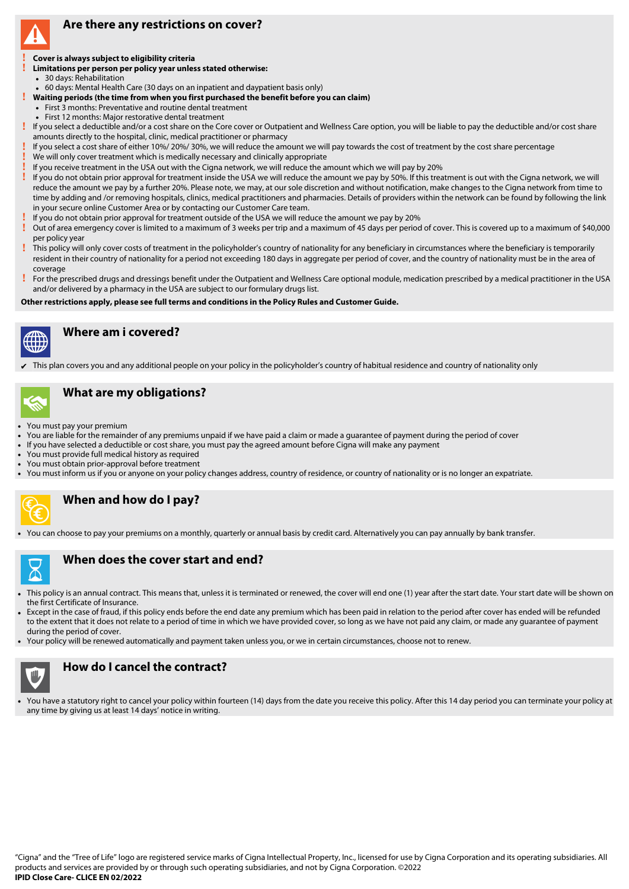## Are there any restrictions on cover?

- ! **Cover is always subject to eligibility criteria**
- ! **Limitations per person per policy year unless stated otherwise:**
  - 30 days: Rehabilitation
  - 60 days: Mental Health Care (30 days on an inpatient and daypatient basis only)
- ! **Waiting periods (the time from when you first purchased the benefit before you can claim)**
  - First 3 months: Preventative and routine dental treatment
  - First 12 months: Major restorative dental treatment
- ! If you select a deductible and/or a cost share on the Core cover or Outpatient and Wellness Care option, you will be liable to pay the deductible and/or cost share amounts directly to the hospital, clinic, medical practitioner or pharmacy
- ! If you select a cost share of either 10%/ 20%/ 30%, we will reduce the amount we will pay towards the cost of treatment by the cost share percentage
- ! We will only cover treatment which is medically necessary and clinically appropriate
- ! If you receive treatment in the USA out with the Cigna network, we will reduce the amount which we will pay by 20%
- ! If you do not obtain prior approval for treatment inside the USA we will reduce the amount we pay by 50%. If this treatment is out with the Cigna network, we will reduce the amount we pay by a further 20%. Please note, we may, at our sole discretion and without notification, make changes to the Cigna network from time to time by adding and /or removing hospitals, clinics, medical practitioners and pharmacies. Details of providers within the network can be found by following the link in your secure online Customer Area or by contacting our Customer Care team.
- ! If you do not obtain prior approval for treatment outside of the USA we will reduce the amount we pay by 20%
- ! Out of area emergency cover is limited to a maximum of 3 weeks per trip and a maximum of 45 days per period of cover. This is covered up to a maximum of $40,000 per policy year
- ! This policy will only cover costs of treatment in the policyholder's country of nationality for any beneficiary in circumstances where the beneficiary is temporarily resident in their country of nationality for a period not exceeding 180 days in aggregate per period of cover, and the country of nationality must be in the area of coverage
- ! For the prescribed drugs and dressings benefit under the Outpatient and Wellness Care optional module, medication prescribed by a medical practitioner in the USA and/or delivered by a pharmacy in the USA are subject to our formulary drugs list.

**Other restrictions apply, please see full terms and conditions in the Policy Rules and Customer Guide.**

## Where am i covered?

✔ This plan covers you and any additional people on your policy in the policyholder's country of habitual residence and country of nationality only

## What are my obligations?

- You must pay your premium
- You are liable for the remainder of any premiums unpaid if we have paid a claim or made a guarantee of payment during the period of cover
- If you have selected a deductible or cost share, you must pay the agreed amount before Cigna will make any payment
- You must provide full medical history as required
- You must obtain prior-approval before treatment
- You must inform us if you or anyone on your policy changes address, country of residence, or country of nationality or is no longer an expatriate.

## When and how do I pay?

- You can choose to pay your premiums on a monthly, quarterly or annual basis by credit card. Alternatively you can pay annually by bank transfer.

## When does the cover start and end?

- This policy is an annual contract. This means that, unless it is terminated or renewed, the cover will end one (1) year after the start date. Your start date will be shown on the first Certificate of Insurance.
- Except in the case of fraud, if this policy ends before the end date any premium which has been paid in relation to the period after cover has ended will be refunded to the extent that it does not relate to a period of time in which we have provided cover, so long as we have not paid any claim, or made any guarantee of payment during the period of cover.
- Your policy will be renewed automatically and payment taken unless you, or we in certain circumstances, choose not to renew.

## How do I cancel the contract?

- You have a statutory right to cancel your policy within fourteen (14) days from the date you receive this policy. After this 14 day period you can terminate your policy at any time by giving us at least 14 days' notice in writing.

"Cigna" and the "Tree of Life" logo are registered service marks of Cigna Intellectual Property, Inc., licensed for use by Cigna Corporation and its operating subsidiaries. All products and services are provided by or through such operating subsidiaries, and not by Cigna Corporation. ©2022
**IPID Close Care- CLICE EN 02/2022**